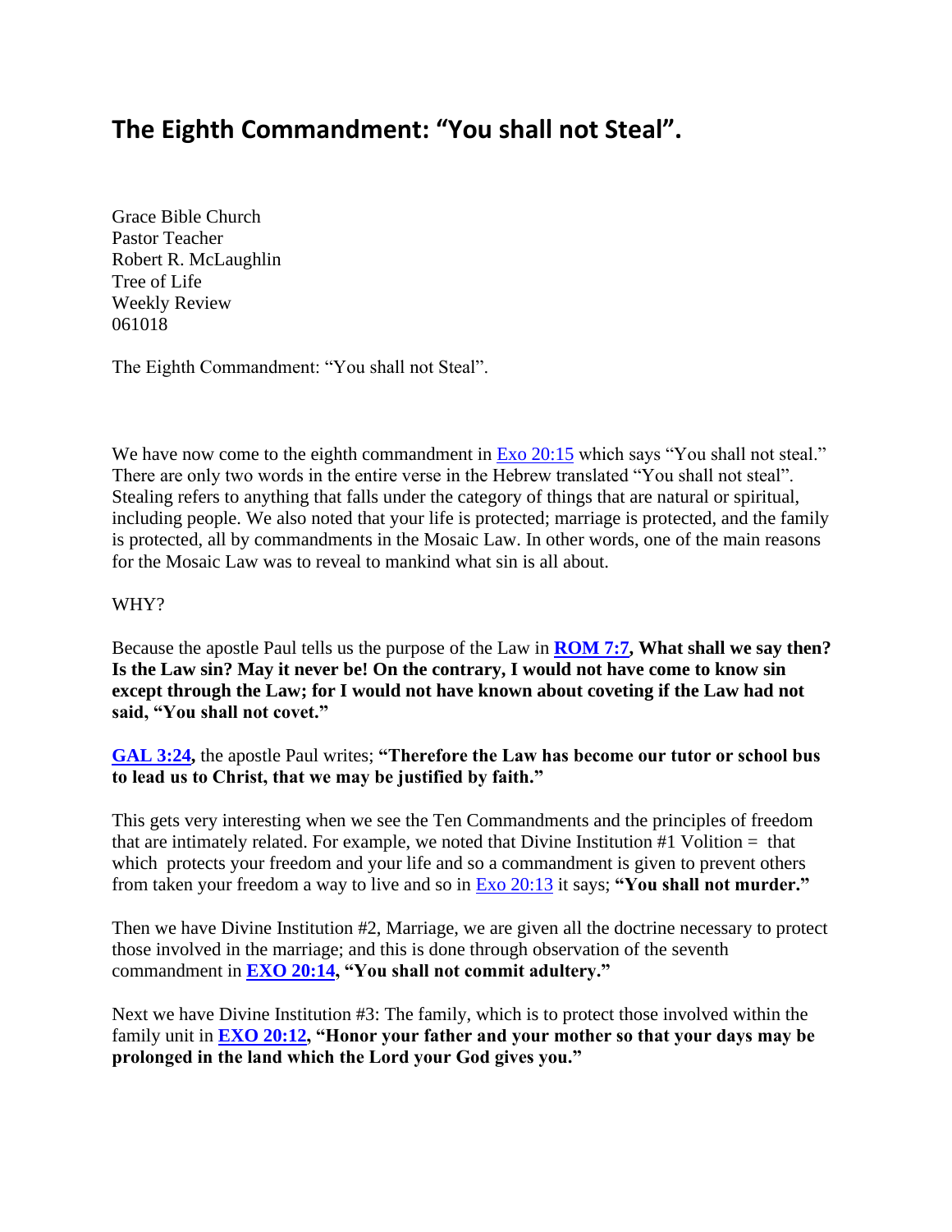# The Eighth Commandment: "You shall not Steal".

Grace Bible Church
Pastor Teacher
Robert R. McLaughlin
Tree of Life
Weekly Review
061018

The Eighth Commandment: "You shall not Steal".

We have now come to the eighth commandment in Exo 20:15 which says "You shall not steal." There are only two words in the entire verse in the Hebrew translated "You shall not steal". Stealing refers to anything that falls under the category of things that are natural or spiritual, including people. We also noted that your life is protected; marriage is protected, and the family is protected, all by commandments in the Mosaic Law. In other words, one of the main reasons for the Mosaic Law was to reveal to mankind what sin is all about.

WHY?

Because the apostle Paul tells us the purpose of the Law in **ROM 7:7, What shall we say then? Is the Law sin? May it never be! On the contrary, I would not have come to know sin except through the Law; for I would not have known about coveting if the Law had not said, "You shall not covet."**

**GAL 3:24,** the apostle Paul writes; **"Therefore the Law has become our tutor or school bus to lead us to Christ, that we may be justified by faith."**

This gets very interesting when we see the Ten Commandments and the principles of freedom that are intimately related. For example, we noted that Divine Institution #1 Volition = that which protects your freedom and your life and so a commandment is given to prevent others from taken your freedom a way to live and so in Exo 20:13 it says; **"You shall not murder."**

Then we have Divine Institution #2, Marriage, we are given all the doctrine necessary to protect those involved in the marriage; and this is done through observation of the seventh commandment in **EXO 20:14, "You shall not commit adultery."**

Next we have Divine Institution #3: The family, which is to protect those involved within the family unit in **EXO 20:12, "Honor your father and your mother so that your days may be prolonged in the land which the Lord your God gives you."**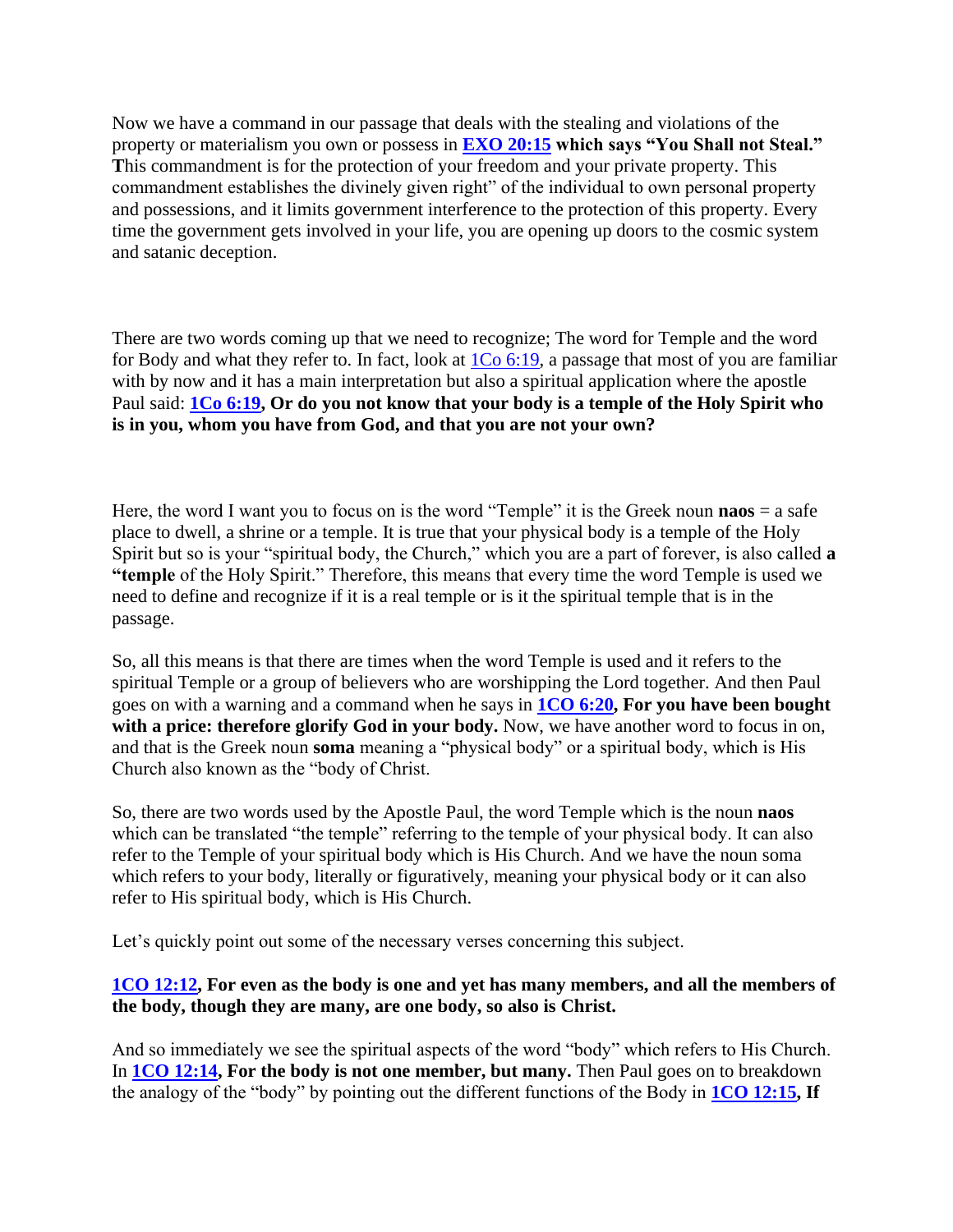Now we have a command in our passage that deals with the stealing and violations of the property or materialism you own or possess in **EXO 20:15** **which says "You Shall not Steal."** **T**his commandment is for the protection of your freedom and your private property. This commandment establishes the divinely given right" of the individual to own personal property and possessions, and it limits government interference to the protection of this property. Every time the government gets involved in your life, you are opening up doors to the cosmic system and satanic deception.

There are two words coming up that we need to recognize; The word for Temple and the word for Body and what they refer to. In fact, look at 1Co 6:19, a passage that most of you are familiar with by now and it has a main interpretation but also a spiritual application where the apostle Paul said: **1Co 6:19, Or do you not know that your body is a temple of the Holy Spirit who is in you, whom you have from God, and that you are not your own?**

Here, the word I want you to focus on is the word "Temple" it is the Greek noun **naos** = a safe place to dwell, a shrine or a temple. It is true that your physical body is a temple of the Holy Spirit but so is your "spiritual body, the Church," which you are a part of forever, is also called **a "temple** of the Holy Spirit." Therefore, this means that every time the word Temple is used we need to define and recognize if it is a real temple or is it the spiritual temple that is in the passage.

So, all this means is that there are times when the word Temple is used and it refers to the spiritual Temple or a group of believers who are worshipping the Lord together. And then Paul goes on with a warning and a command when he says in **1CO 6:20, For you have been bought with a price: therefore glorify God in your body.** Now, we have another word to focus in on, and that is the Greek noun **soma** meaning a "physical body" or a spiritual body, which is His Church also known as the "body of Christ.

So, there are two words used by the Apostle Paul, the word Temple which is the noun **naos** which can be translated "the temple" referring to the temple of your physical body. It can also refer to the Temple of your spiritual body which is His Church. And we have the noun soma which refers to your body, literally or figuratively, meaning your physical body or it can also refer to His spiritual body, which is His Church.

Let's quickly point out some of the necessary verses concerning this subject.

**1CO 12:12, For even as the body is one and yet has many members, and all the members of the body, though they are many, are one body, so also is Christ.**

And so immediately we see the spiritual aspects of the word "body" which refers to His Church. In **1CO 12:14, For the body is not one member, but many.** Then Paul goes on to breakdown the analogy of the "body" by pointing out the different functions of the Body in **1CO 12:15, If**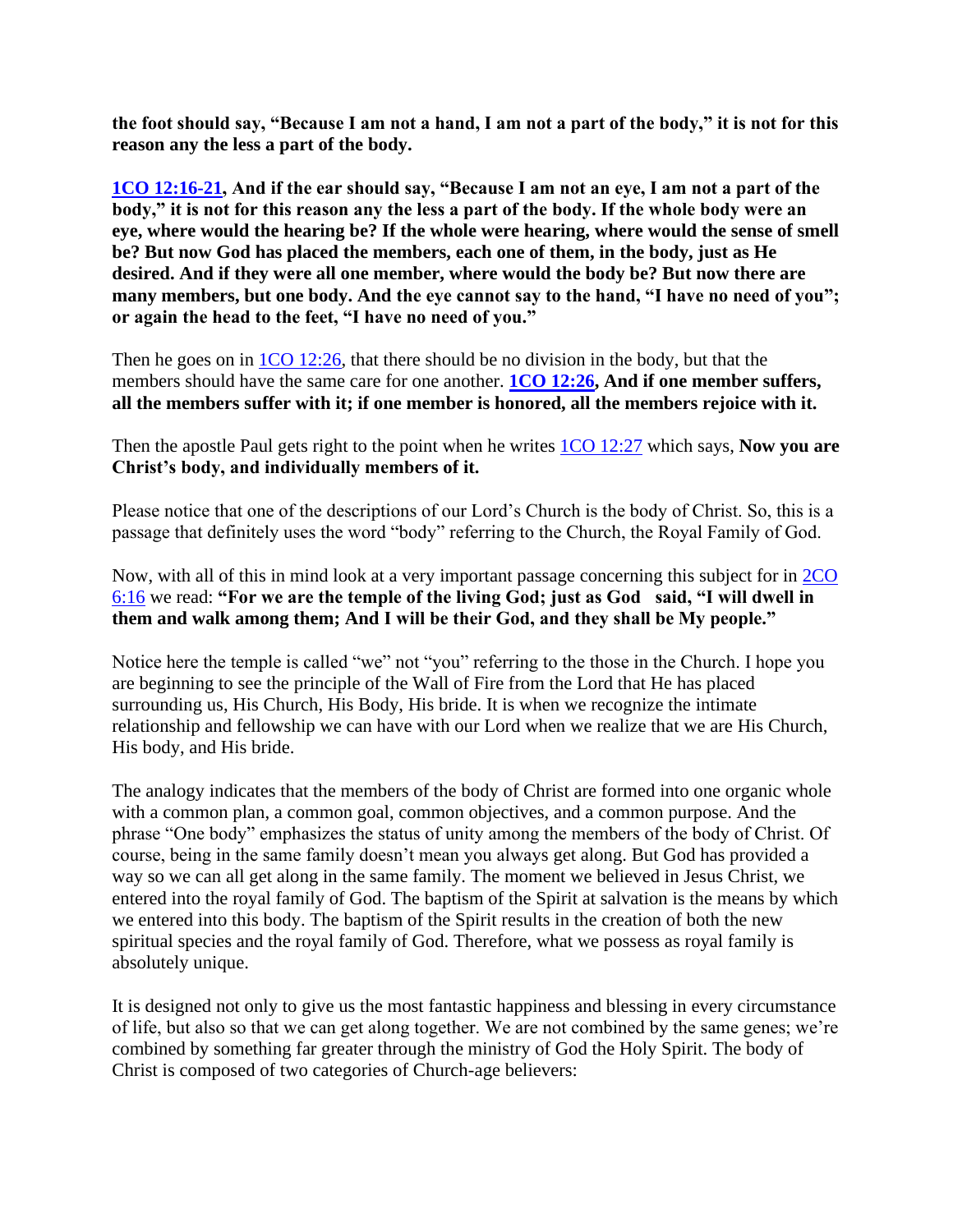**the foot should say, "Because I am not a hand, I am not a part of the body," it is not for this reason any the less a part of the body.**

**[1CO 12:16-21](), And if the ear should say, "Because I am not an eye, I am not a part of the body," it is not for this reason any the less a part of the body. If the whole body were an eye, where would the hearing be? If the whole were hearing, where would the sense of smell be? But now God has placed the members, each one of them, in the body, just as He desired. And if they were all one member, where would the body be? But now there are many members, but one body. And the eye cannot say to the hand, "I have no need of you"; or again the head to the feet, "I have no need of you."**

Then he goes on in [1CO 12:26](), that there should be no division in the body, but that the members should have the same care for one another. **[1CO 12:26](), And if one member suffers, all the members suffer with it; if one member is honored, all the members rejoice with it.**

Then the apostle Paul gets right to the point when he writes [1CO 12:27]() which says, **Now you are Christ's body, and individually members of it.**

Please notice that one of the descriptions of our Lord's Church is the body of Christ. So, this is a passage that definitely uses the word "body" referring to the Church, the Royal Family of God.

Now, with all of this in mind look at a very important passage concerning this subject for in [2CO 6:16]() we read: **"For we are the temple of the living God; just as God said, "I will dwell in them and walk among them; And I will be their God, and they shall be My people."**

Notice here the temple is called "we" not "you" referring to the those in the Church. I hope you are beginning to see the principle of the Wall of Fire from the Lord that He has placed surrounding us, His Church, His Body, His bride. It is when we recognize the intimate relationship and fellowship we can have with our Lord when we realize that we are His Church, His body, and His bride.

The analogy indicates that the members of the body of Christ are formed into one organic whole with a common plan, a common goal, common objectives, and a common purpose. And the phrase "One body" emphasizes the status of unity among the members of the body of Christ. Of course, being in the same family doesn't mean you always get along. But God has provided a way so we can all get along in the same family. The moment we believed in Jesus Christ, we entered into the royal family of God. The baptism of the Spirit at salvation is the means by which we entered into this body. The baptism of the Spirit results in the creation of both the new spiritual species and the royal family of God. Therefore, what we possess as royal family is absolutely unique.

It is designed not only to give us the most fantastic happiness and blessing in every circumstance of life, but also so that we can get along together. We are not combined by the same genes; we're combined by something far greater through the ministry of God the Holy Spirit. The body of Christ is composed of two categories of Church-age believers: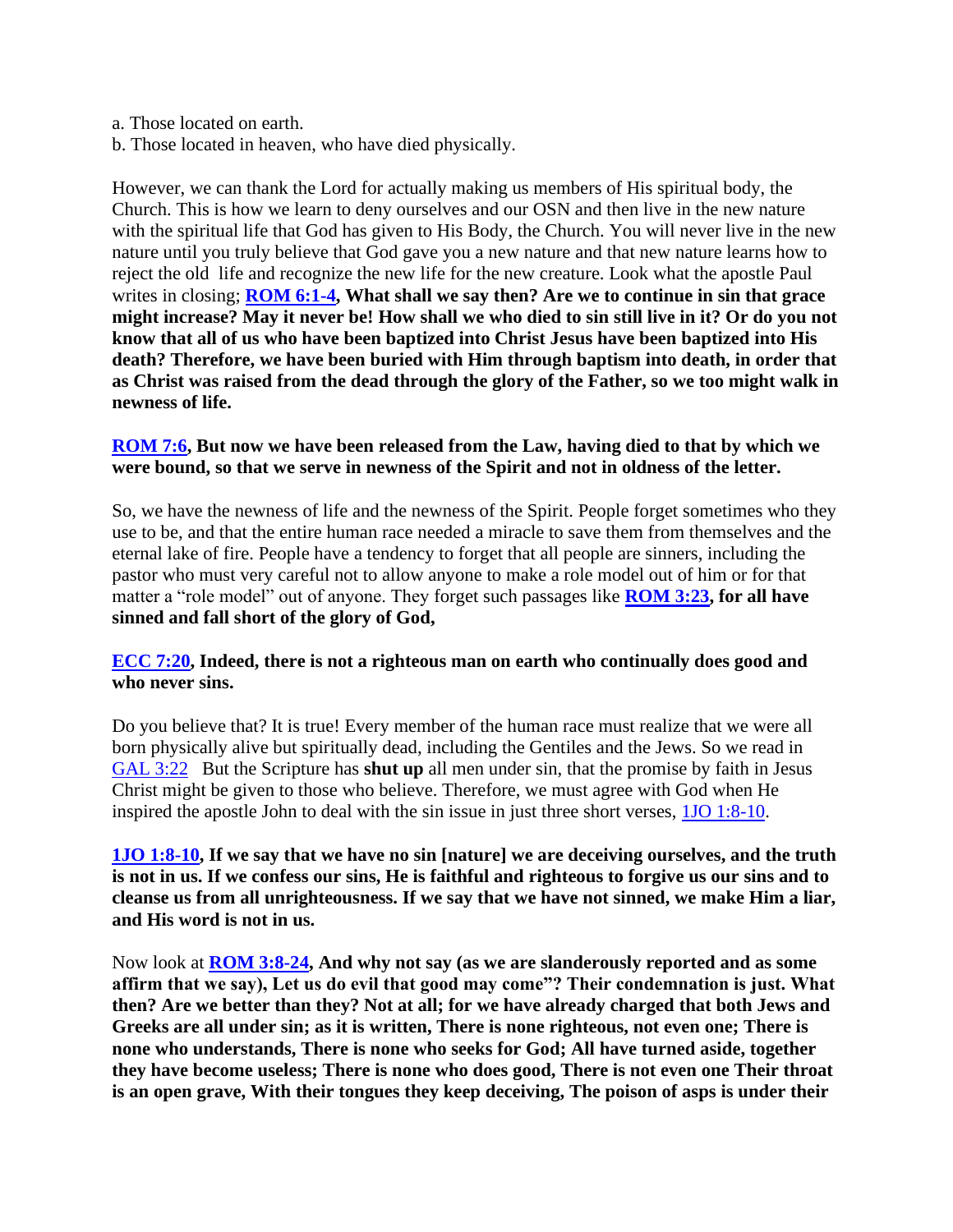a. Those located on earth.
b. Those located in heaven, who have died physically.

However, we can thank the Lord for actually making us members of His spiritual body, the Church. This is how we learn to deny ourselves and our OSN and then live in the new nature with the spiritual life that God has given to His Body, the Church. You will never live in the new nature until you truly believe that God gave you a new nature and that new nature learns how to reject the old life and recognize the new life for the new creature. Look what the apostle Paul writes in closing; **ROM 6:1-4, What shall we say then? Are we to continue in sin that grace might increase? May it never be! How shall we who died to sin still live in it? Or do you not know that all of us who have been baptized into Christ Jesus have been baptized into His death? Therefore, we have been buried with Him through baptism into death, in order that as Christ was raised from the dead through the glory of the Father, so we too might walk in newness of life.**

**ROM 7:6, But now we have been released from the Law, having died to that by which we were bound, so that we serve in newness of the Spirit and not in oldness of the letter.**

So, we have the newness of life and the newness of the Spirit. People forget sometimes who they use to be, and that the entire human race needed a miracle to save them from themselves and the eternal lake of fire. People have a tendency to forget that all people are sinners, including the pastor who must very careful not to allow anyone to make a role model out of him or for that matter a "role model" out of anyone. They forget such passages like **ROM 3:23, for all have sinned and fall short of the glory of God,**

**ECC 7:20, Indeed, there is not a righteous man on earth who continually does good and who never sins.**

Do you believe that? It is true! Every member of the human race must realize that we were all born physically alive but spiritually dead, including the Gentiles and the Jews. So we read in GAL 3:22 But the Scripture has **shut up** all men under sin, that the promise by faith in Jesus Christ might be given to those who believe. Therefore, we must agree with God when He inspired the apostle John to deal with the sin issue in just three short verses, 1JO 1:8-10.

**1JO 1:8-10, If we say that we have no sin [nature] we are deceiving ourselves, and the truth is not in us. If we confess our sins, He is faithful and righteous to forgive us our sins and to cleanse us from all unrighteousness. If we say that we have not sinned, we make Him a liar, and His word is not in us.**

Now look at **ROM 3:8-24, And why not say (as we are slanderously reported and as some affirm that we say), Let us do evil that good may come"? Their condemnation is just. What then? Are we better than they? Not at all; for we have already charged that both Jews and Greeks are all under sin; as it is written, There is none righteous, not even one; There is none who understands, There is none who seeks for God; All have turned aside, together they have become useless; There is none who does good, There is not even one Their throat is an open grave, With their tongues they keep deceiving, The poison of asps is under their**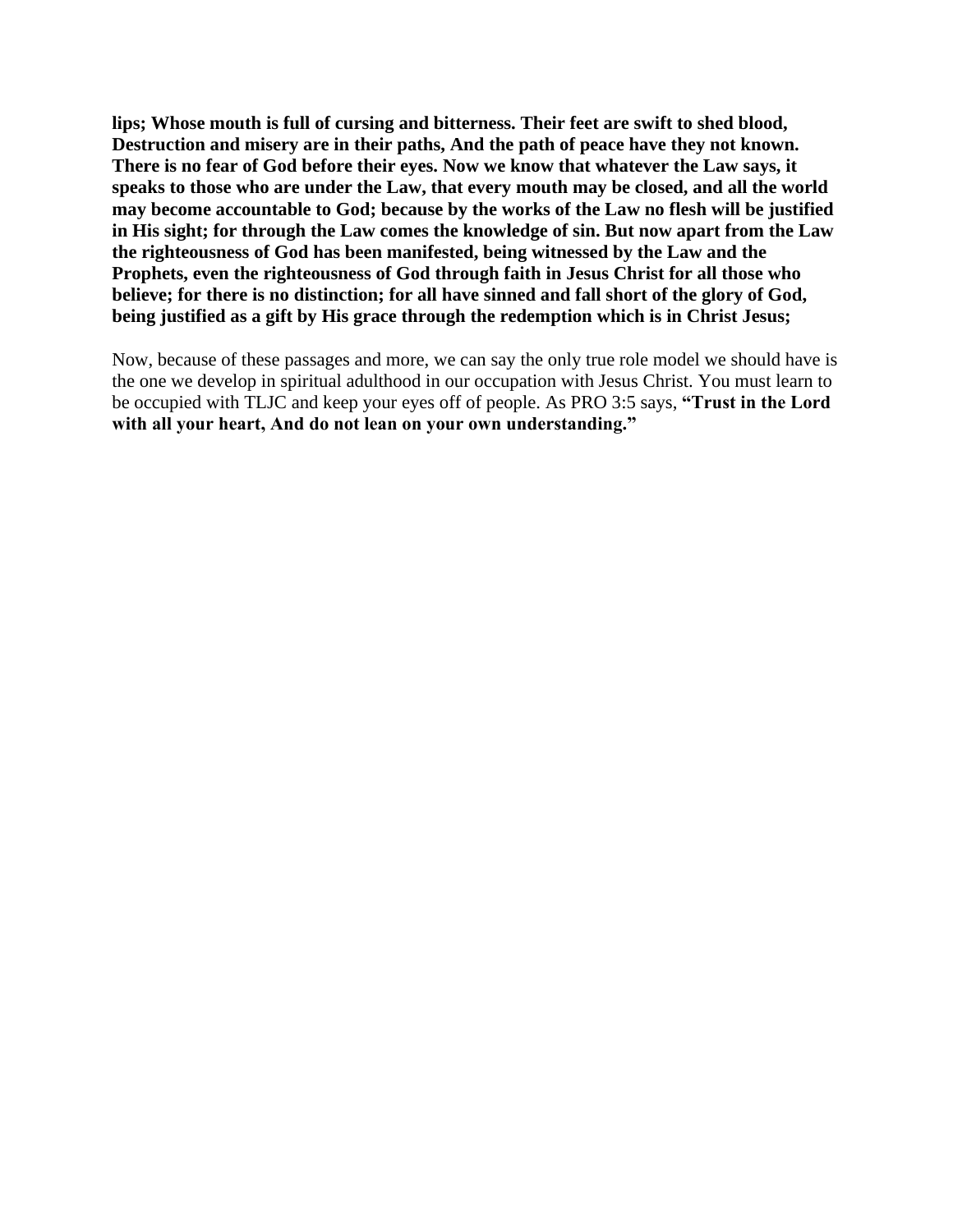**lips; Whose mouth is full of cursing and bitterness. Their feet are swift to shed blood, Destruction and misery are in their paths, And the path of peace have they not known. There is no fear of God before their eyes. Now we know that whatever the Law says, it speaks to those who are under the Law, that every mouth may be closed, and all the world may become accountable to God; because by the works of the Law no flesh will be justified in His sight; for through the Law comes the knowledge of sin. But now apart from the Law the righteousness of God has been manifested, being witnessed by the Law and the Prophets, even the righteousness of God through faith in Jesus Christ for all those who believe; for there is no distinction; for all have sinned and fall short of the glory of God, being justified as a gift by His grace through the redemption which is in Christ Jesus;**

Now, because of these passages and more, we can say the only true role model we should have is the one we develop in spiritual adulthood in our occupation with Jesus Christ. You must learn to be occupied with TLJC and keep your eyes off of people. As PRO 3:5 says, **"Trust in the Lord with all your heart, And do not lean on your own understanding."**